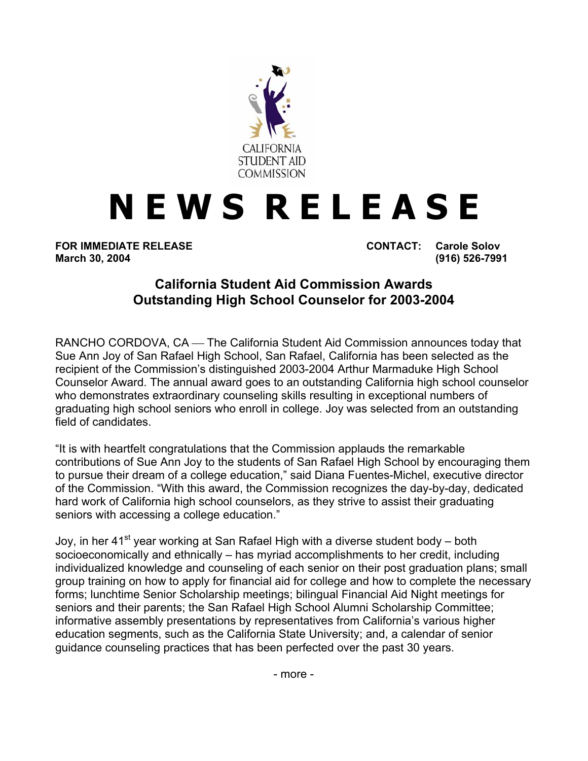CALIFORNIA STUDENT AID COMMISSION

# NEWS RELEASE

**FOR IMMEDIATE RELEASE**
**March 30, 2004**

**CONTACT: Carole Solov**
**(916) 526-7991**

## California Student Aid Commission Awards Outstanding High School Counselor for 2003-2004

RANCHO CORDOVA, CA — The California Student Aid Commission announces today that Sue Ann Joy of San Rafael High School, San Rafael, California has been selected as the recipient of the Commission's distinguished 2003-2004 Arthur Marmaduke High School Counselor Award. The annual award goes to an outstanding California high school counselor who demonstrates extraordinary counseling skills resulting in exceptional numbers of graduating high school seniors who enroll in college. Joy was selected from an outstanding field of candidates.

"It is with heartfelt congratulations that the Commission applauds the remarkable contributions of Sue Ann Joy to the students of San Rafael High School by encouraging them to pursue their dream of a college education," said Diana Fuentes-Michel, executive director of the Commission. "With this award, the Commission recognizes the day-by-day, dedicated hard work of California high school counselors, as they strive to assist their graduating seniors with accessing a college education."

Joy, in her 41st year working at San Rafael High with a diverse student body – both socioeconomically and ethnically – has myriad accomplishments to her credit, including individualized knowledge and counseling of each senior on their post graduation plans; small group training on how to apply for financial aid for college and how to complete the necessary forms; lunchtime Senior Scholarship meetings; bilingual Financial Aid Night meetings for seniors and their parents; the San Rafael High School Alumni Scholarship Committee; informative assembly presentations by representatives from California's various higher education segments, such as the California State University; and, a calendar of senior guidance counseling practices that has been perfected over the past 30 years.

- more -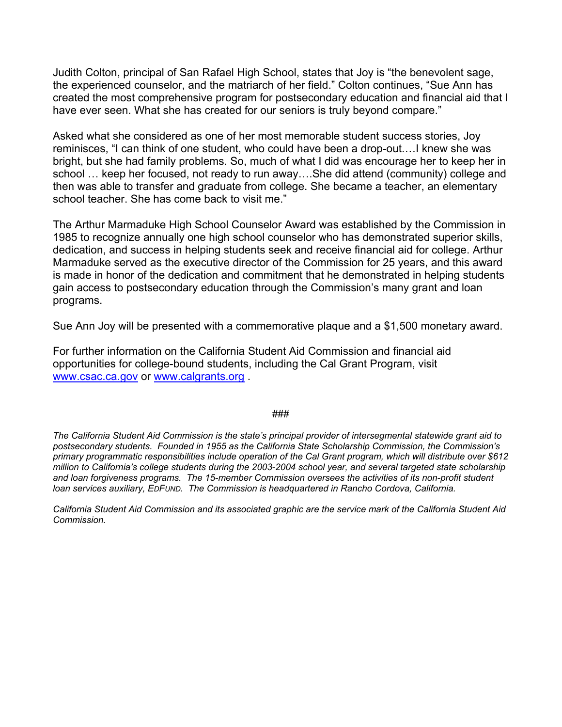Judith Colton, principal of San Rafael High School, states that Joy is “the benevolent sage, the experienced counselor, and the matriarch of her field.” Colton continues, “Sue Ann has created the most comprehensive program for postsecondary education and financial aid that I have ever seen. What she has created for our seniors is truly beyond compare.”

Asked what she considered as one of her most memorable student success stories, Joy reminisces, “I can think of one student, who could have been a drop-out.…I knew she was bright, but she had family problems. So, much of what I did was encourage her to keep her in school … keep her focused, not ready to run away….She did attend (community) college and then was able to transfer and graduate from college. She became a teacher, an elementary school teacher. She has come back to visit me.”

The Arthur Marmaduke High School Counselor Award was established by the Commission in 1985 to recognize annually one high school counselor who has demonstrated superior skills, dedication, and success in helping students seek and receive financial aid for college. Arthur Marmaduke served as the executive director of the Commission for 25 years, and this award is made in honor of the dedication and commitment that he demonstrated in helping students gain access to postsecondary education through the Commission’s many grant and loan programs.

Sue Ann Joy will be presented with a commemorative plaque and a $1,500 monetary award.

For further information on the California Student Aid Commission and financial aid opportunities for college-bound students, including the Cal Grant Program, visit [www.csac.ca.gov](http://www.csac.ca.gov) or [www.calgrants.org](http://www.calgrants.org) .

###

*The California Student Aid Commission is the state’s principal provider of intersegmental statewide grant aid to postsecondary students. Founded in 1955 as the California State Scholarship Commission, the Commission’s primary programmatic responsibilities include operation of the Cal Grant program, which will distribute over $612 million to California’s college students during the 2003-2004 school year, and several targeted state scholarship and loan forgiveness programs. The 15-member Commission oversees the activities of its non-profit student loan services auxiliary, EDFUND. The Commission is headquartered in Rancho Cordova, California.*

*California Student Aid Commission and its associated graphic are the service mark of the California Student Aid Commission.*